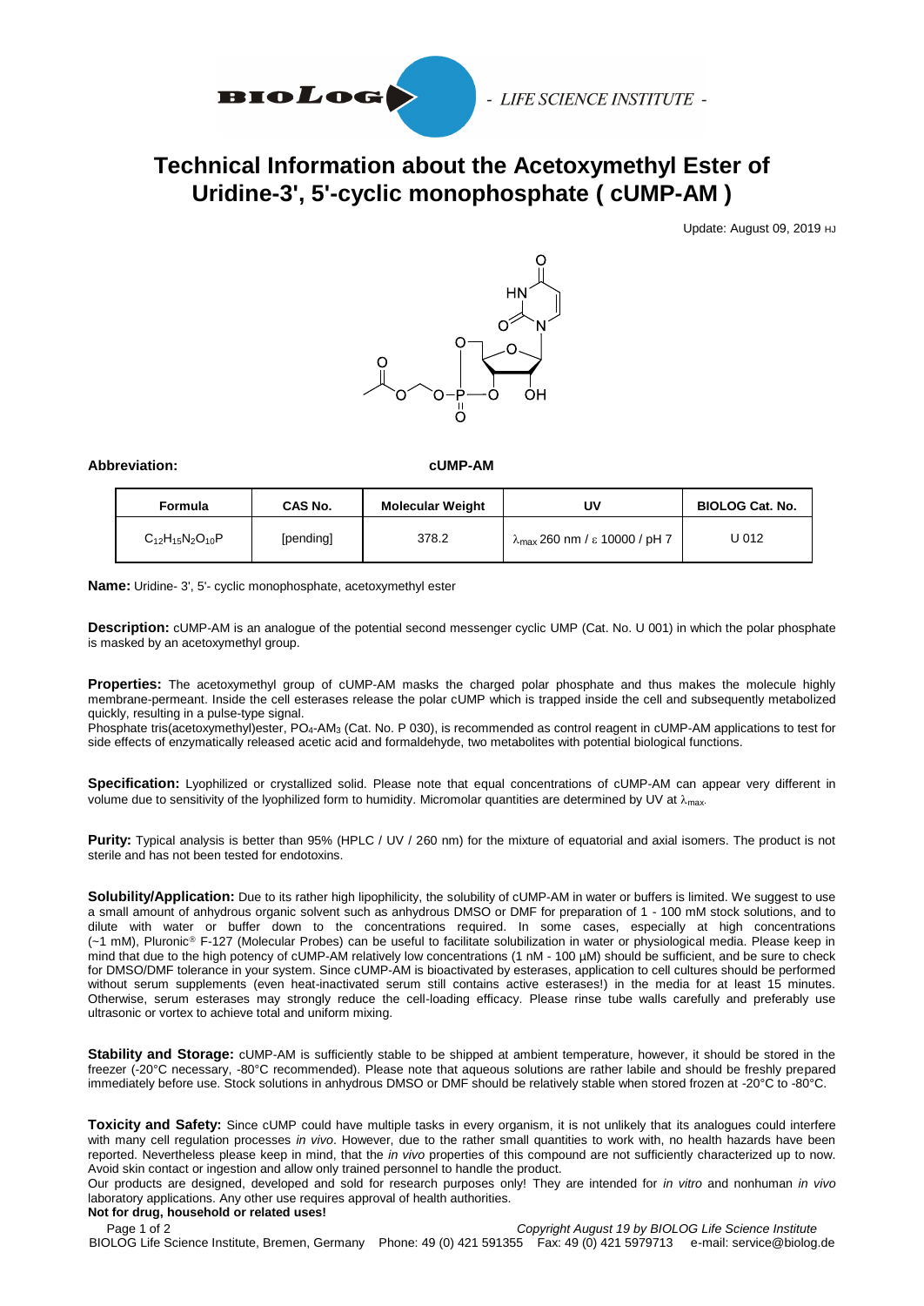BIOLOG - LIFE SCIENCE INSTITUTE -

# Technical Information about the Acetoxymethyl Ester of Uridine-3', 5'-cyclic monophosphate ( cUMP-AM )

Update: August 09, 2019 HJ

**Abbreviation:** **cUMP-AM**

| Formula | CAS No. | Molecular Weight | UV | BIOLOG Cat. No. |
| --- | --- | --- | --- | --- |
| $C_{12}H_{15}N_2O_{10}P$ | [pending] | 378.2 | $\lambda_{max}$ 260 nm / $\varepsilon$ 10000 / pH 7 | U 012 |

**Name:** Uridine- 3', 5'- cyclic monophosphate, acetoxymethyl ester

**Description:** cUMP-AM is an analogue of the potential second messenger cyclic UMP (Cat. No. U 001) in which the polar phosphate is masked by an acetoxymethyl group.

**Properties:** The acetoxymethyl group of cUMP-AM masks the charged polar phosphate and thus makes the molecule highly membrane-permeant. Inside the cell esterases release the polar cUMP which is trapped inside the cell and subsequently metabolized quickly, resulting in a pulse-type signal.

Phosphate tris(acetoxymethyl)ester, $PO_4$-$AM_3$ (Cat. No. P 030), is recommended as control reagent in cUMP-AM applications to test for side effects of enzymatically released acetic acid and formaldehyde, two metabolites with potential biological functions.

**Specification:** Lyophilized or crystallized solid. Please note that equal concentrations of cUMP-AM can appear very different in volume due to sensitivity of the lyophilized form to humidity. Micromolar quantities are determined by UV at $\lambda_{max}$.

**Purity:** Typical analysis is better than 95% (HPLC / UV / 260 nm) for the mixture of equatorial and axial isomers. The product is not sterile and has not been tested for endotoxins.

**Solubility/Application:** Due to its rather high lipophilicity, the solubility of cUMP-AM in water or buffers is limited. We suggest to use a small amount of anhydrous organic solvent such as anhydrous DMSO or DMF for preparation of 1 - 100 mM stock solutions, and to dilute with water or buffer down to the concentrations required. In some cases, especially at high concentrations (~1 mM), Pluronic® F-127 (Molecular Probes) can be useful to facilitate solubilization in water or physiological media. Please keep in mind that due to the high potency of cUMP-AM relatively low concentrations (1 nM - 100 µM) should be sufficient, and be sure to check for DMSO/DMF tolerance in your system. Since cUMP-AM is bioactivated by esterases, application to cell cultures should be performed without serum supplements (even heat-inactivated serum still contains active esterases!) in the media for at least 15 minutes. Otherwise, serum esterases may strongly reduce the cell-loading efficacy. Please rinse tube walls carefully and preferably use ultrasonic or vortex to achieve total and uniform mixing.

**Stability and Storage:** cUMP-AM is sufficiently stable to be shipped at ambient temperature, however, it should be stored in the freezer (-20°C necessary, -80°C recommended). Please note that aqueous solutions are rather labile and should be freshly prepared immediately before use. Stock solutions in anhydrous DMSO or DMF should be relatively stable when stored frozen at -20°C to -80°C.

**Toxicity and Safety:** Since cUMP could have multiple tasks in every organism, it is not unlikely that its analogues could interfere with many cell regulation processes *in vivo*. However, due to the rather small quantities to work with, no health hazards have been reported. Nevertheless please keep in mind, that the *in vivo* properties of this compound are not sufficiently characterized up to now. Avoid skin contact or ingestion and allow only trained personnel to handle the product.

Our products are designed, developed and sold for research purposes only! They are intended for *in vitro* and nonhuman *in vivo* laboratory applications. Any other use requires approval of health authorities.

**Not for drug, household or related uses!**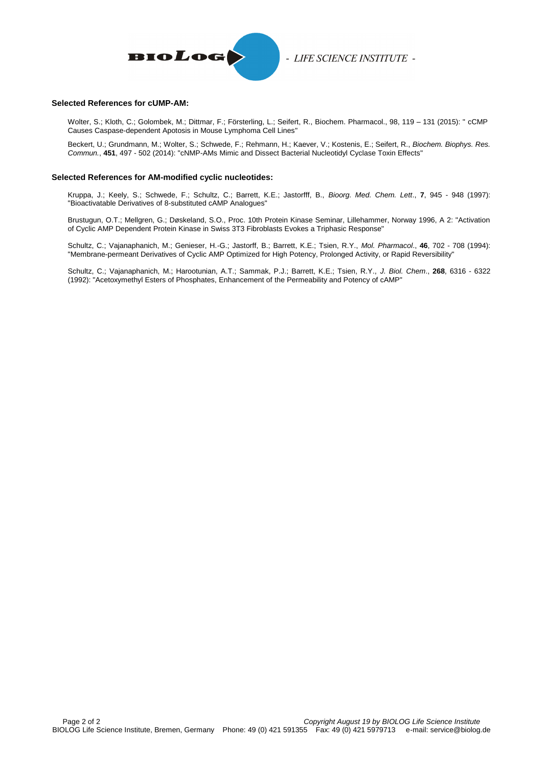### Selected References for cUMP-AM:

Wolter, S.; Kloth, C.; Golombek, M.; Dittmar, F.; Försterling, L.; Seifert, R., Biochem. Pharmacol., 98, 119 – 131 (2015): " cCMP Causes Caspase-dependent Apotosis in Mouse Lymphoma Cell Lines"

Beckert, U.; Grundmann, M.; Wolter, S.; Schwede, F.; Rehmann, H.; Kaever, V.; Kostenis, E.; Seifert, R., *Biochem. Biophys. Res. Commun.*, **451**, 497 - 502 (2014): "cNMP-AMs Mimic and Dissect Bacterial Nucleotidyl Cyclase Toxin Effects"

### Selected References for AM-modified cyclic nucleotides:

Kruppa, J.; Keely, S.; Schwede, F.; Schultz, C.; Barrett, K.E.; Jastorfff, B., *Bioorg. Med. Chem. Lett*., **7**, 945 - 948 (1997): "Bioactivatable Derivatives of 8-substituted cAMP Analogues"

Brustugun, O.T.; Mellgren, G.; Døskeland, S.O., Proc. 10th Protein Kinase Seminar, Lillehammer, Norway 1996, A 2: "Activation of Cyclic AMP Dependent Protein Kinase in Swiss 3T3 Fibroblasts Evokes a Triphasic Response"

Schultz, C.; Vajanaphanich, M.; Genieser, H.-G.; Jastorff, B.; Barrett, K.E.; Tsien, R.Y., *Mol. Pharmacol*., **46**, 702 - 708 (1994): "Membrane-permeant Derivatives of Cyclic AMP Optimized for High Potency, Prolonged Activity, or Rapid Reversibility"

Schultz, C.; Vajanaphanich, M.; Harootunian, A.T.; Sammak, P.J.; Barrett, K.E.; Tsien, R.Y., *J. Biol. Chem*., **268**, 6316 - 6322 (1992): "Acetoxymethyl Esters of Phosphates, Enhancement of the Permeability and Potency of cAMP"